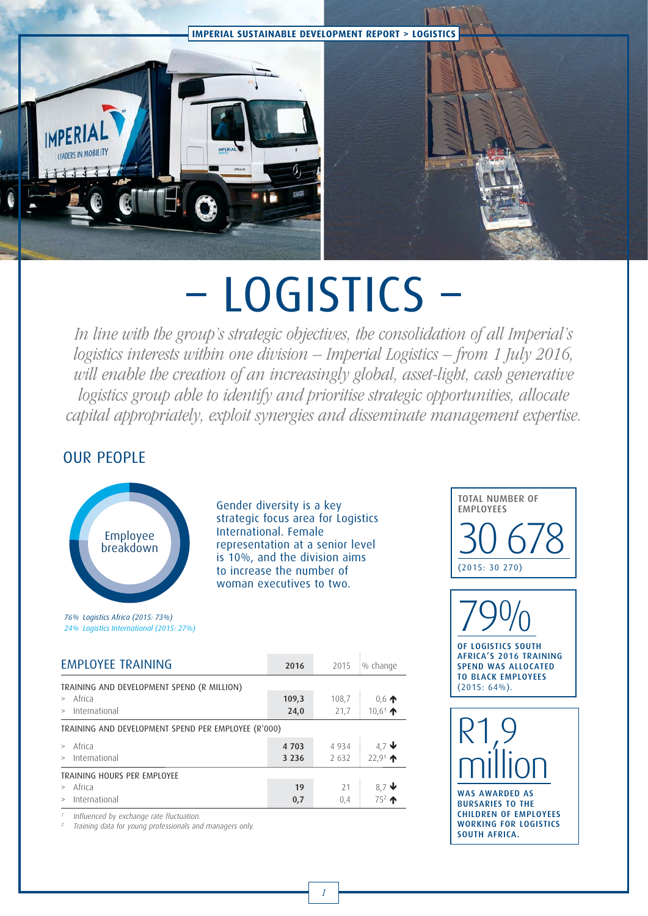# – LOGISTICS –

*In line with the group's strategic objectives, the consolidation of all Imperial's logistics interests within one division – Imperial Logistics – from 1 July 2016, will enable the creation of an increasingly global, asset-light, cash generative logistics group able to identify and prioritise strategic opportunities, allocate capital appropriately, exploit synergies and disseminate management expertise.*

## OUR PEOPLE

Employee breakdown

*76% Logistics Africa (2015: 73%)*
*24% Logistics International (2015: 27%)*

Gender diversity is a key strategic focus area for Logistics International. Female representation at a senior level is 10%, and the division aims to increase the number of woman executives to two.

**TOTAL NUMBER OF EMPLOYEES**

30 678

(2015: 30 270)

79%

**OF LOGISTICS SOUTH AFRICA'S 2016 TRAINING SPEND WAS ALLOCATED TO BLACK EMPLOYEES** (2015: 64%).

R1,9 million

**WAS AWARDED AS BURSARIES TO THE CHILDREN OF EMPLOYEES WORKING FOR LOGISTICS SOUTH AFRICA.**

## EMPLOYEE TRAINING

| | **2016** | 2015 | % change |
|---|---|---|---|
| TRAINING AND DEVELOPMENT SPEND (R MILLION) | | | |
| > Africa | **109,3** | 108,7 | 0,6 ↑ |
| > International | **24,0** | 21,7 | 10,6[1] ↑ |
| TRAINING AND DEVELOPMENT SPEND PER EMPLOYEE (R'000) | | | |
| > Africa | **4 703** | 4 934 | 4,7 ↓ |
| > International | **3 236** | 2 632 | 22,9[1] ↑ |
| TRAINING HOURS PER EMPLOYEE | | | |
| > Africa | **19** | 21 | 8,7 ↓ |
| > International | **0,7** | 0,4 | 75[2] ↑ |

[1] *Influenced by exchange rate fluctuation.*
[2] *Training data for young professionals and managers only.*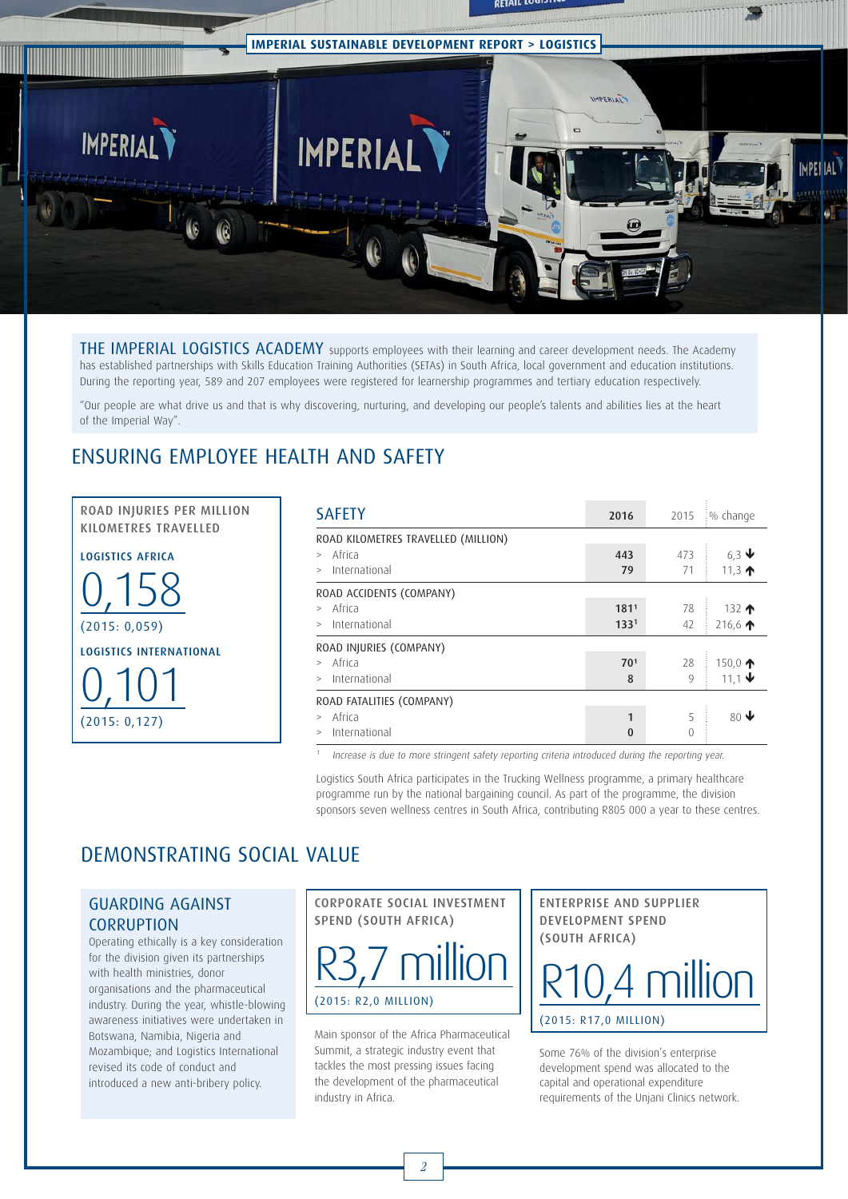**THE IMPERIAL LOGISTICS ACADEMY** supports employees with their learning and career development needs. The Academy has established partnerships with Skills Education Training Authorities (SETAs) in South Africa, local government and education institutions. During the reporting year, 589 and 207 employees were registered for learnership programmes and tertiary education respectively.

"Our people are what drive us and that is why discovering, nurturing, and developing our people's talents and abilities lies at the heart of the Imperial Way".

## ENSURING EMPLOYEE HEALTH AND SAFETY

**ROAD INJURIES PER MILLION KILOMETRES TRAVELLED**

**LOGISTICS AFRICA**

0,158

(2015: 0,059)

**LOGISTICS INTERNATIONAL**

0,101

(2015: 0,127)

| SAFETY | 2016 | 2015 | % change |
|---|---|---|---|
| ROAD KILOMETRES TRAVELLED (MILLION) | | | |
| > Africa | **443** | 473 | 6,3 ↓ |
| > International | **79** | 71 | 11,3 ↑ |
| ROAD ACCIDENTS (COMPANY) | | | |
| > Africa | **181**[1] | 78 | 132 ↑ |
| > International | **133**[1] | 42 | 216,6 ↑ |
| ROAD INJURIES (COMPANY) | | | |
| > Africa | **70**[1] | 28 | 150,0 ↑ |
| > International | **8** | 9 | 11,1 ↓ |
| ROAD FATALITIES (COMPANY) | | | |
| > Africa | **1** | 5 | 80 ↓ |
| > International | **0** | 0 | |

[1] *Increase is due to more stringent safety reporting criteria introduced during the reporting year.*

Logistics South Africa participates in the Trucking Wellness programme, a primary healthcare programme run by the national bargaining council. As part of the programme, the division sponsors seven wellness centres in South Africa, contributing R805 000 a year to these centres.

## DEMONSTRATING SOCIAL VALUE

### GUARDING AGAINST CORRUPTION

Operating ethically is a key consideration for the division given its partnerships with health ministries, donor organisations and the pharmaceutical industry. During the year, whistle-blowing awareness initiatives were undertaken in Botswana, Namibia, Nigeria and Mozambique; and Logistics International revised its code of conduct and introduced a new anti-bribery policy.

**CORPORATE SOCIAL INVESTMENT SPEND (SOUTH AFRICA)**

R3,7 million

(2015: R2,0 MILLION)

Main sponsor of the Africa Pharmaceutical Summit, a strategic industry event that tackles the most pressing issues facing the development of the pharmaceutical industry in Africa.

**ENTERPRISE AND SUPPLIER DEVELOPMENT SPEND (SOUTH AFRICA)**

R10,4 million

(2015: R17,0 MILLION)

Some 76% of the division's enterprise development spend was allocated to the capital and operational expenditure requirements of the Unjani Clinics network.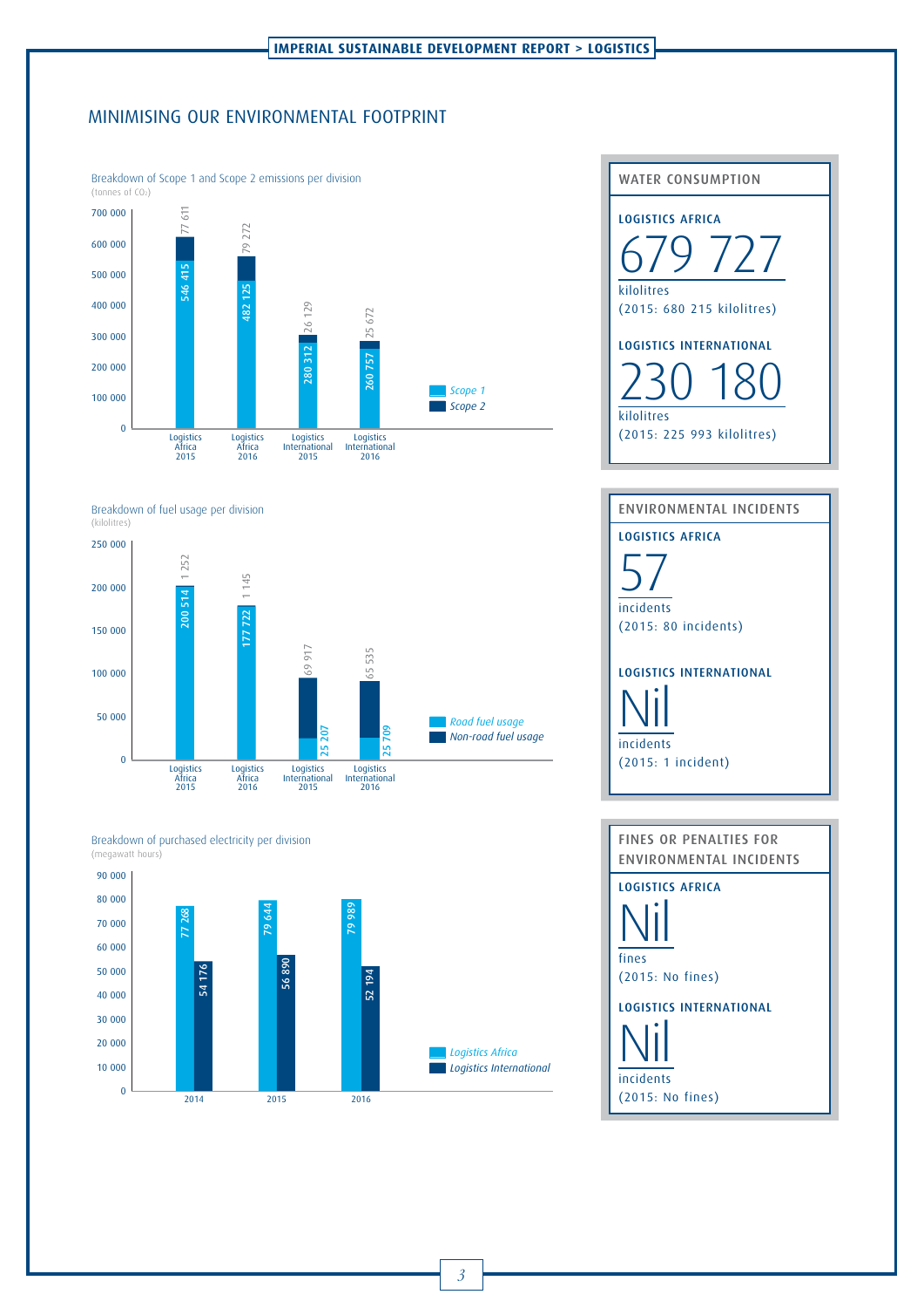## MINIMISING OUR ENVIRONMENTAL FOOTPRINT

Breakdown of Scope 1 and Scope 2 emissions per division
(tonnes of $CO_2$)

700 000
600 000
500 000
400 000
300 000
200 000
100 000
0

546 415
77 611
482 125
79 272
280 312
26 129
260 757
25 672

Logistics Africa 2015
Logistics Africa 2016
Logistics International 2015
Logistics International 2016

*Scope 1*
*Scope 2*

Breakdown of fuel usage per division
(kilolitres)

250 000
200 000
150 000
100 000
50 000
0

200 514
1 252
177 722
1 145
25 207
69 917
25 709
65 535

Logistics Africa 2015
Logistics Africa 2016
Logistics International 2015
Logistics International 2016

*Road fuel usage*
*Non-road fuel usage*

Breakdown of purchased electricity per division
(megawatt hours)

90 000
80 000
70 000
60 000
50 000
40 000
30 000
20 000
10 000
0

77 268
54 176
79 644
56 890
79 989
52 194

2014
2015
2016

*Logistics Africa*
*Logistics International*

### WATER CONSUMPTION

**LOGISTICS AFRICA**

679 727
kilolitres
(2015: 680 215 kilolitres)

**LOGISTICS INTERNATIONAL**

230 180
kilolitres
(2015: 225 993 kilolitres)

### ENVIRONMENTAL INCIDENTS

**LOGISTICS AFRICA**

57
incidents
(2015: 80 incidents)

**LOGISTICS INTERNATIONAL**

Nil
incidents
(2015: 1 incident)

### FINES OR PENALTIES FOR ENVIRONMENTAL INCIDENTS

**LOGISTICS AFRICA**

Nil
fines
(2015: No fines)

**LOGISTICS INTERNATIONAL**

Nil
incidents
(2015: No fines)